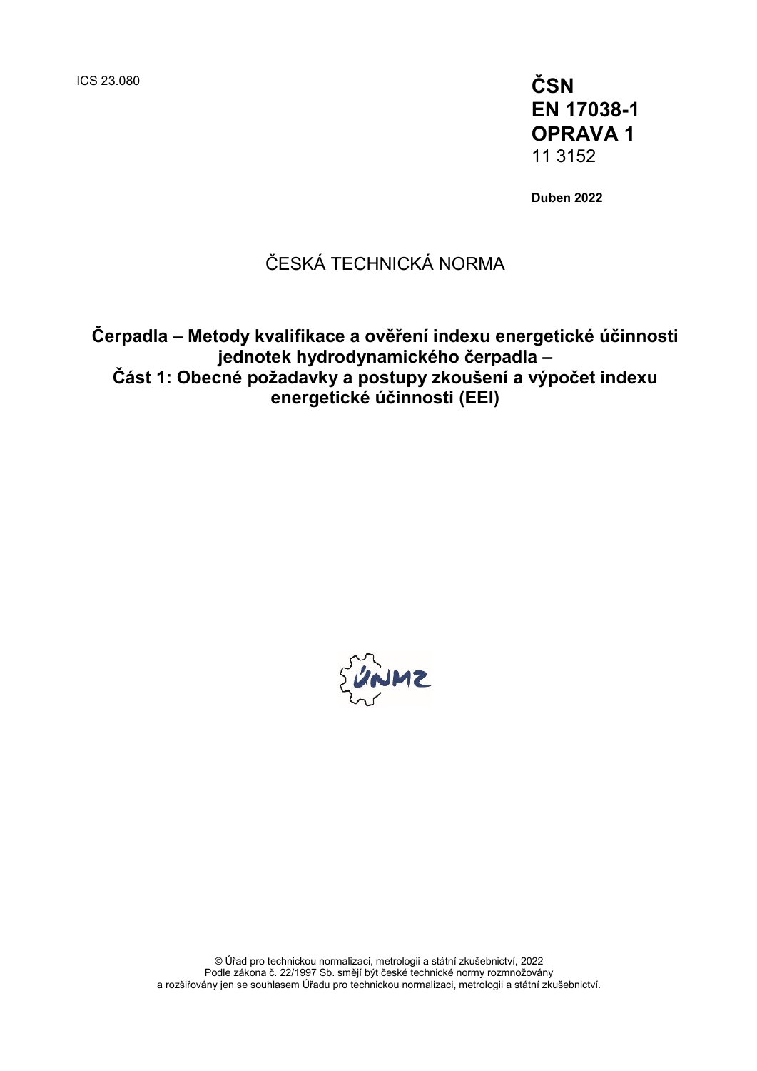ICS 23.080

**ČSN**
**EN 17038-1**
**OPRAVA 1**
11 3152

**Duben 2022**

ČESKÁ TECHNICKÁ NORMA

# Čerpadla – Metody kvalifikace a ověření indexu energetické účinnosti jednotek hydrodynamického čerpadla – Část 1: Obecné požadavky a postupy zkoušení a výpočet indexu energetické účinnosti (EEI)

© Úřad pro technickou normalizaci, metrologii a státní zkušebnictví, 2022
Podle zákona č. 22/1997 Sb. smějí být české technické normy rozmnožovány a rozšiřovány jen se souhlasem Úřadu pro technickou normalizaci, metrologii a státní zkušebnictví.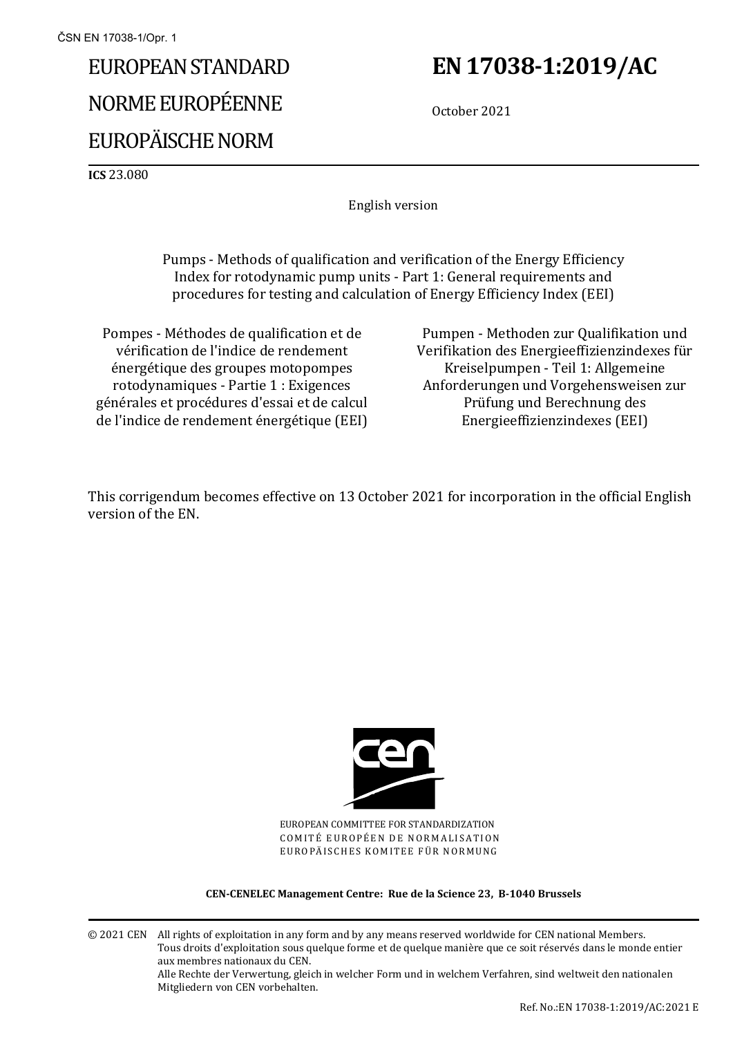ČSN EN 17038-1/Opr. 1

# EUROPEAN STANDARD
# NORME EUROPÉENNE
# EUROPÄISCHE NORM

# EN 17038-1:2019/AC

October 2021

**ICS** 23.080

English version

Pumps - Methods of qualification and verification of the Energy Efficiency Index for rotodynamic pump units - Part 1: General requirements and procedures for testing and calculation of Energy Efficiency Index (EEI)

Pompes - Méthodes de qualification et de vérification de l'indice de rendement énergétique des groupes motopompes rotodynamiques - Partie 1 : Exigences générales et procédures d'essai et de calcul de l'indice de rendement énergétique (EEI)

Pumpen - Methoden zur Qualifikation und Verifikation des Energieeffizienzindexes für Kreiselpumpen - Teil 1: Allgemeine Anforderungen und Vorgehensweisen zur Prüfung und Berechnung des Energieeffizienzindexes (EEI)

This corrigendum becomes effective on 13 October 2021 for incorporation in the official English version of the EN.

EUROPEAN COMMITTEE FOR STANDARDIZATION
COMITÉ EUROPÉEN DE NORMALISATION
EUROPÄISCHES KOMITEE FÜR NORMUNG

**CEN-CENELEC Management Centre: Rue de la Science 23, B-1040 Brussels**

© 2021 CEN All rights of exploitation in any form and by any means reserved worldwide for CEN national Members.
Tous droits d'exploitation sous quelque forme et de quelque manière que ce soit réservés dans le monde entier aux membres nationaux du CEN.
Alle Rechte der Verwertung, gleich in welcher Form und in welchem Verfahren, sind weltweit den nationalen Mitgliedern von CEN vorbehalten.

Ref. No.:EN 17038-1:2019/AC:2021 E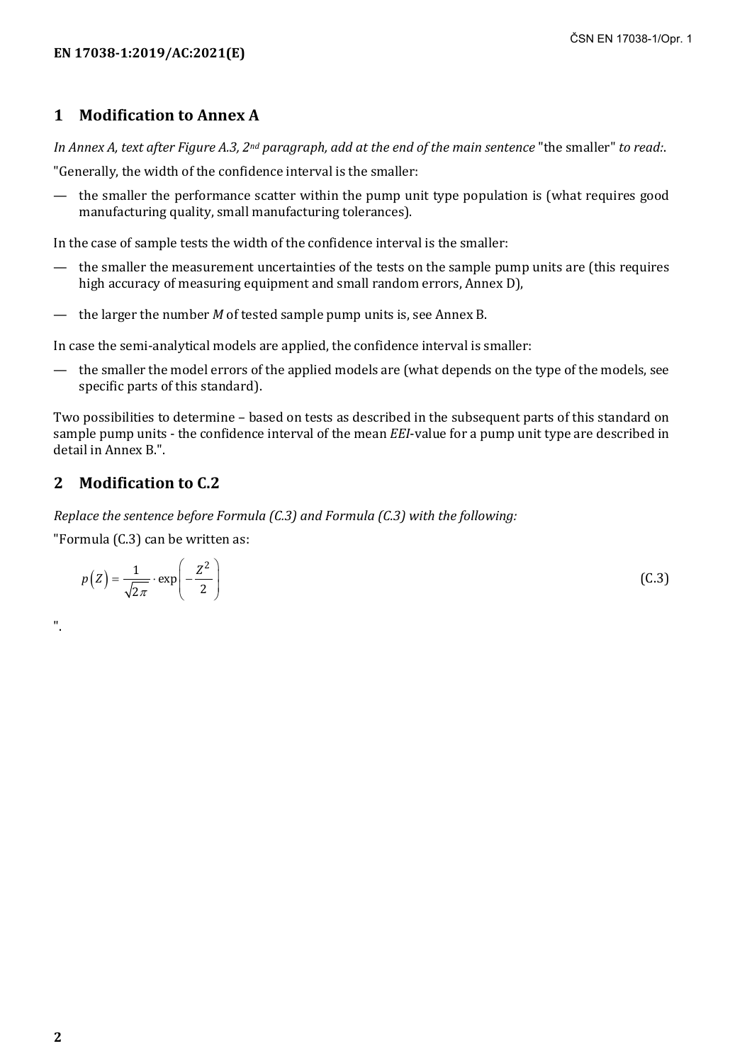## 1 Modification to Annex A

*In Annex A, text after Figure A.3, 2nd paragraph, add at the end of the main sentence* "the smaller" *to read:*.

"Generally, the width of the confidence interval is the smaller:

— the smaller the performance scatter within the pump unit type population is (what requires good manufacturing quality, small manufacturing tolerances).

In the case of sample tests the width of the confidence interval is the smaller:

— the smaller the measurement uncertainties of the tests on the sample pump units are (this requires high accuracy of measuring equipment and small random errors, Annex D),

— the larger the number $M$ of tested sample pump units is, see Annex B.

In case the semi-analytical models are applied, the confidence interval is smaller:

— the smaller the model errors of the applied models are (what depends on the type of the models, see specific parts of this standard).

Two possibilities to determine – based on tests as described in the subsequent parts of this standard on sample pump units - the confidence interval of the mean *EEI*-value for a pump unit type are described in detail in Annex B.".

## 2 Modification to C.2

*Replace the sentence before Formula (C.3) and Formula (C.3) with the following:*

"Formula (C.3) can be written as:

$$p(Z) = \frac{1}{\sqrt{2\pi}} \cdot \exp\left(-\frac{Z^2}{2}\right) \quad \text{(C.3)}$$

".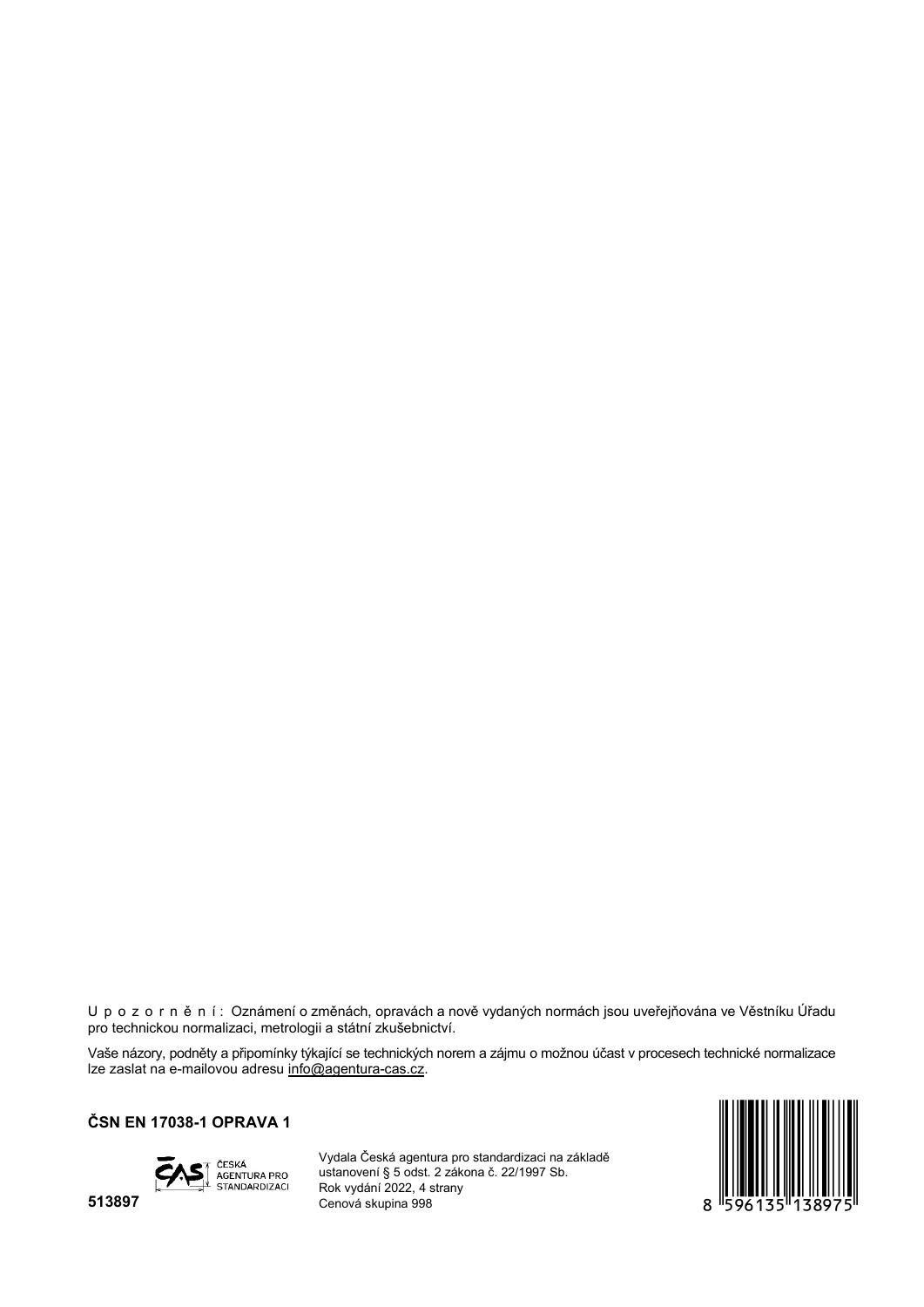U p o z o r n ě n í : Oznámení o změnách, opravách a nově vydaných normách jsou uveřejňována ve Věstníku Úřadu pro technickou normalizaci, metrologii a státní zkušebnictví.

Vaše názory, podněty a připomínky týkající se technických norem a zájmu o možnou účast v procesech technické normalizace lze zaslat na e-mailovou adresu info@agentura-cas.cz.

**ČSN EN 17038-1 OPRAVA 1**

ČESKÁ AGENTURA PRO STANDARDIZACI

Vydala Česká agentura pro standardizaci na základě ustanovení § 5 odst. 2 zákona č. 22/1997 Sb.
Rok vydání 2022, 4 strany
Cenová skupina 998

**513897**

8 596135 138975